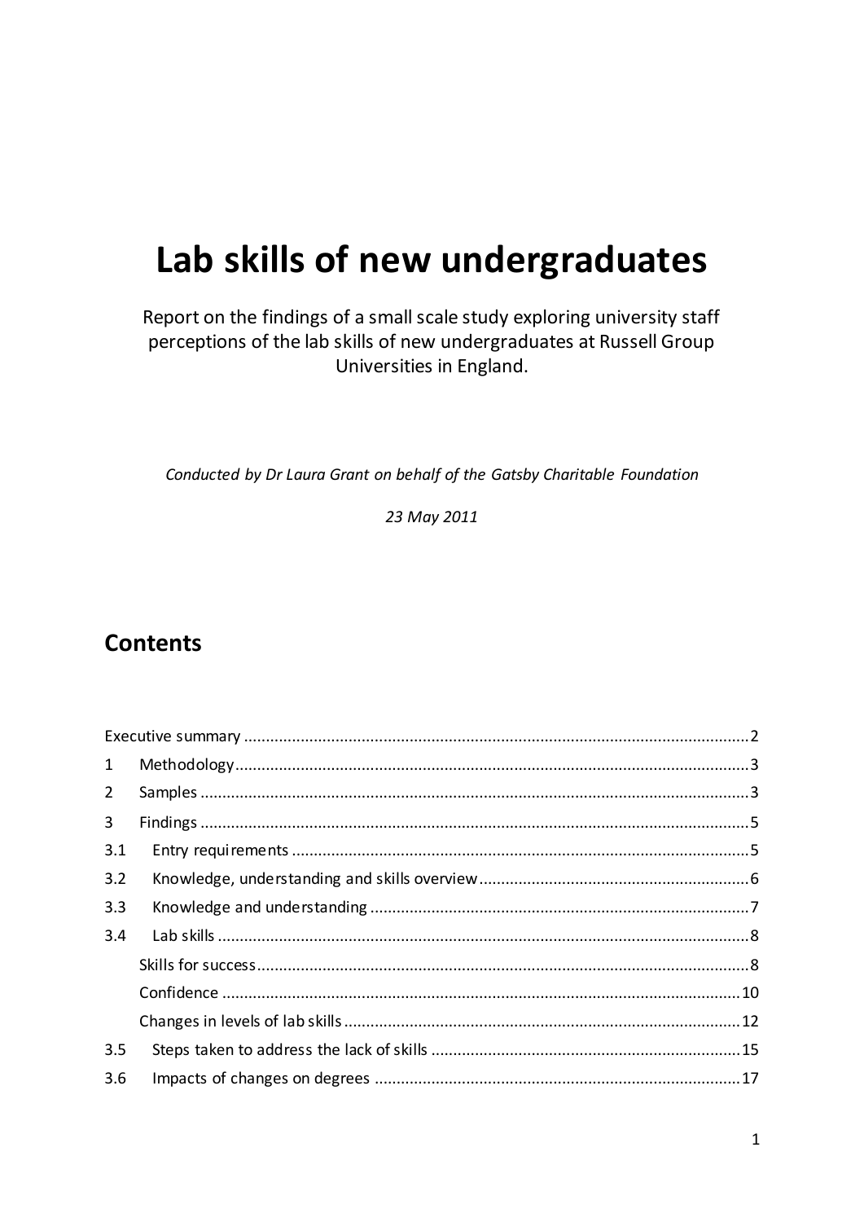# Lab skills of new undergraduates

Report on the findings of a small scale study exploring university staff perceptions of the lab skills of new undergraduates at Russell Group Universities in England.

*Conducted by Dr Laura Grant on behalf of the Gatsby Charitable Foundation*

*23 May 2011*

## Contents

| | | |
|---|---|---|
| | Executive summary | 2 |
| 1 | Methodology | 3 |
| 2 | Samples | 3 |
| 3 | Findings | 5 |
| 3.1 | Entry requirements | 5 |
| 3.2 | Knowledge, understanding and skills overview | 6 |
| 3.3 | Knowledge and understanding | 7 |
| 3.4 | Lab skills | 8 |
| | Skills for success | 8 |
| | Confidence | 10 |
| | Changes in levels of lab skills | 12 |
| 3.5 | Steps taken to address the lack of skills | 15 |
| 3.6 | Impacts of changes on degrees | 17 |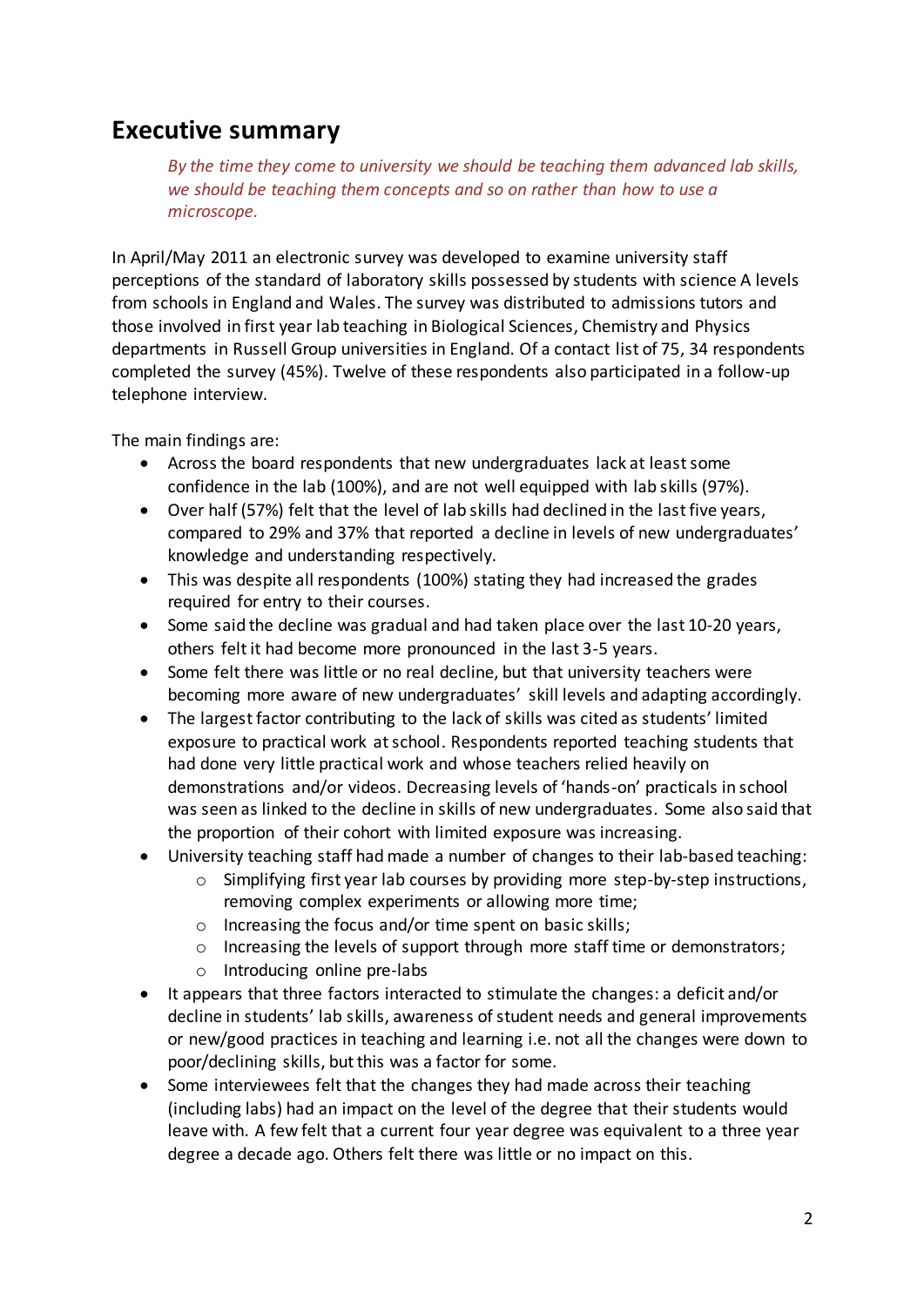## Executive summary

> *By the time they come to university we should be teaching them advanced lab skills, we should be teaching them concepts and so on rather than how to use a microscope.*

In April/May 2011 an electronic survey was developed to examine university staff perceptions of the standard of laboratory skills possessed by students with science A levels from schools in England and Wales. The survey was distributed to admissions tutors and those involved in first year lab teaching in Biological Sciences, Chemistry and Physics departments in Russell Group universities in England. Of a contact list of 75, 34 respondents completed the survey (45%). Twelve of these respondents also participated in a follow-up telephone interview.

The main findings are:

- Across the board respondents that new undergraduates lack at least some confidence in the lab (100%), and are not well equipped with lab skills (97%).
- Over half (57%) felt that the level of lab skills had declined in the last five years, compared to 29% and 37% that reported a decline in levels of new undergraduates' knowledge and understanding respectively.
- This was despite all respondents (100%) stating they had increased the grades required for entry to their courses.
- Some said the decline was gradual and had taken place over the last 10-20 years, others felt it had become more pronounced in the last 3-5 years.
- Some felt there was little or no real decline, but that university teachers were becoming more aware of new undergraduates' skill levels and adapting accordingly.
- The largest factor contributing to the lack of skills was cited as students' limited exposure to practical work at school. Respondents reported teaching students that had done very little practical work and whose teachers relied heavily on demonstrations and/or videos. Decreasing levels of 'hands-on' practicals in school was seen as linked to the decline in skills of new undergraduates. Some also said that the proportion of their cohort with limited exposure was increasing.
- University teaching staff had made a number of changes to their lab-based teaching:
  - Simplifying first year lab courses by providing more step-by-step instructions, removing complex experiments or allowing more time;
  - Increasing the focus and/or time spent on basic skills;
  - Increasing the levels of support through more staff time or demonstrators;
  - Introducing online pre-labs
- It appears that three factors interacted to stimulate the changes: a deficit and/or decline in students' lab skills, awareness of student needs and general improvements or new/good practices in teaching and learning i.e. not all the changes were down to poor/declining skills, but this was a factor for some.
- Some interviewees felt that the changes they had made across their teaching (including labs) had an impact on the level of the degree that their students would leave with. A few felt that a current four year degree was equivalent to a three year degree a decade ago. Others felt there was little or no impact on this.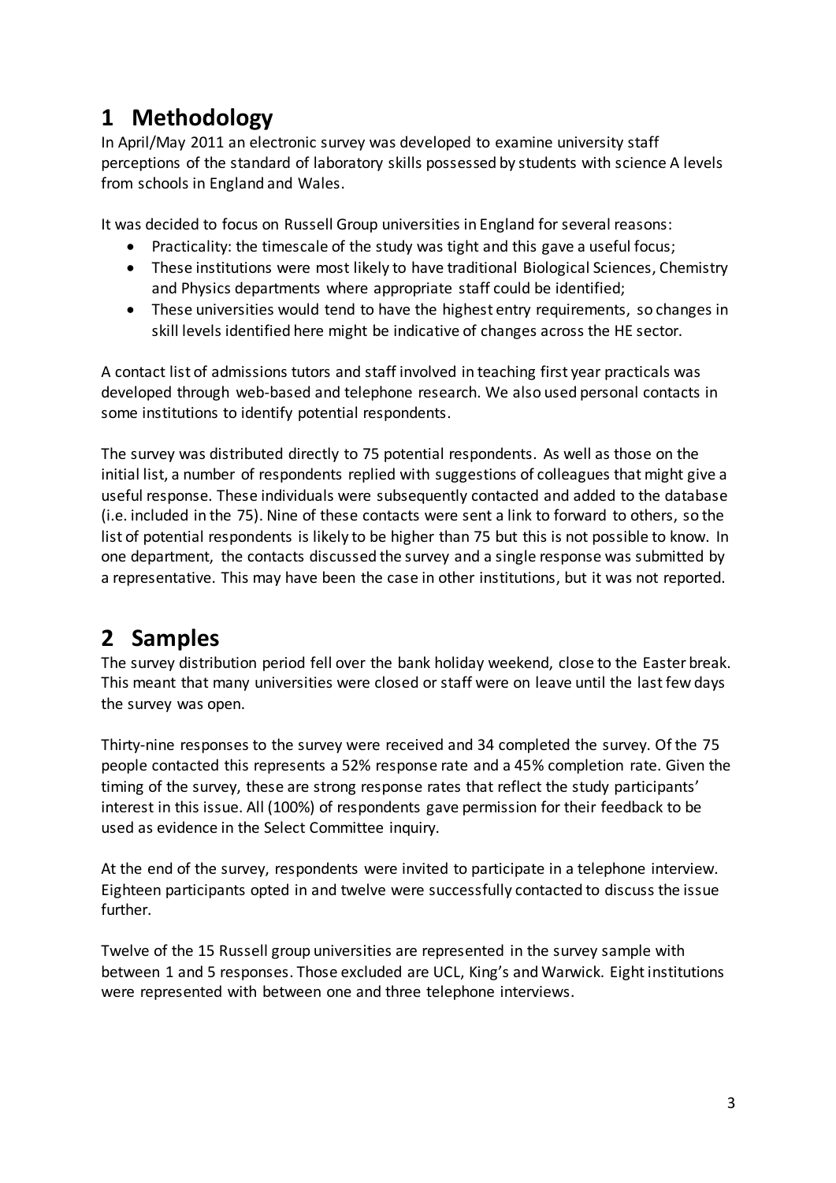# 1 Methodology

In April/May 2011 an electronic survey was developed to examine university staff perceptions of the standard of laboratory skills possessed by students with science A levels from schools in England and Wales.

It was decided to focus on Russell Group universities in England for several reasons:

- Practicality: the timescale of the study was tight and this gave a useful focus;
- These institutions were most likely to have traditional Biological Sciences, Chemistry and Physics departments where appropriate staff could be identified;
- These universities would tend to have the highest entry requirements, so changes in skill levels identified here might be indicative of changes across the HE sector.

A contact list of admissions tutors and staff involved in teaching first year practicals was developed through web-based and telephone research. We also used personal contacts in some institutions to identify potential respondents.

The survey was distributed directly to 75 potential respondents. As well as those on the initial list, a number of respondents replied with suggestions of colleagues that might give a useful response. These individuals were subsequently contacted and added to the database (i.e. included in the 75). Nine of these contacts were sent a link to forward to others, so the list of potential respondents is likely to be higher than 75 but this is not possible to know. In one department, the contacts discussed the survey and a single response was submitted by a representative. This may have been the case in other institutions, but it was not reported.

# 2 Samples

The survey distribution period fell over the bank holiday weekend, close to the Easter break. This meant that many universities were closed or staff were on leave until the last few days the survey was open.

Thirty-nine responses to the survey were received and 34 completed the survey. Of the 75 people contacted this represents a 52% response rate and a 45% completion rate. Given the timing of the survey, these are strong response rates that reflect the study participants' interest in this issue. All (100%) of respondents gave permission for their feedback to be used as evidence in the Select Committee inquiry.

At the end of the survey, respondents were invited to participate in a telephone interview. Eighteen participants opted in and twelve were successfully contacted to discuss the issue further.

Twelve of the 15 Russell group universities are represented in the survey sample with between 1 and 5 responses. Those excluded are UCL, King's and Warwick. Eight institutions were represented with between one and three telephone interviews.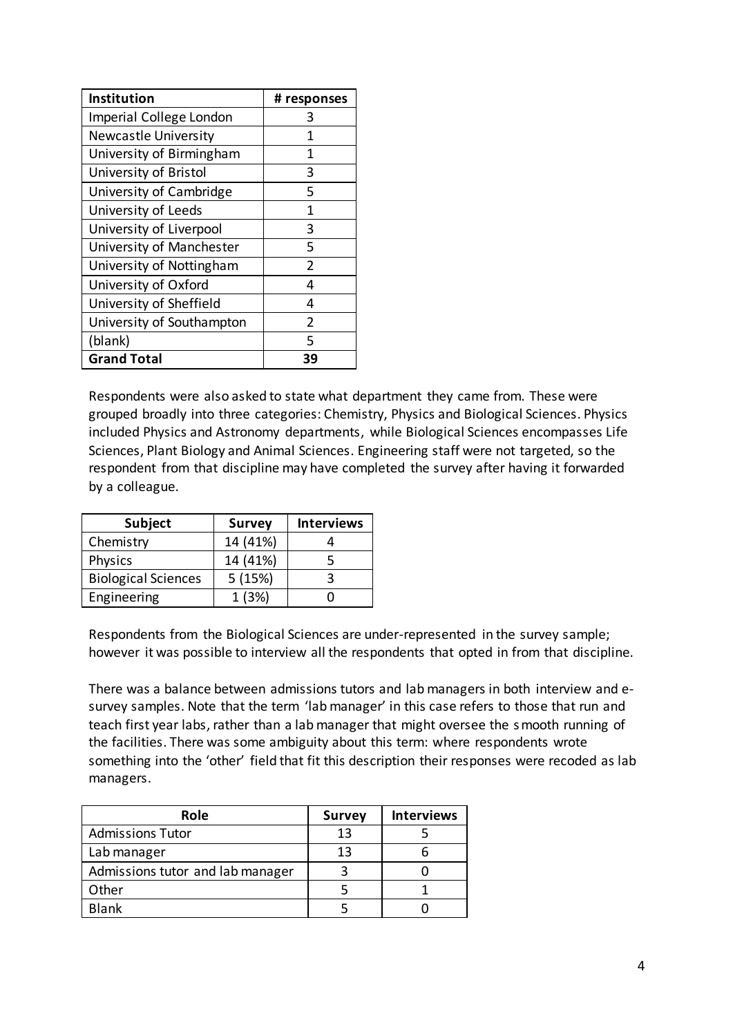| Institution | # responses |
|---|---|
| Imperial College London | 3 |
| Newcastle University | 1 |
| University of Birmingham | 1 |
| University of Bristol | 3 |
| University of Cambridge | 5 |
| University of Leeds | 1 |
| University of Liverpool | 3 |
| University of Manchester | 5 |
| University of Nottingham | 2 |
| University of Oxford | 4 |
| University of Sheffield | 4 |
| University of Southampton | 2 |
| (blank) | 5 |
| **Grand Total** | **39** |

Respondents were also asked to state what department they came from. These were grouped broadly into three categories: Chemistry, Physics and Biological Sciences. Physics included Physics and Astronomy departments, while Biological Sciences encompasses Life Sciences, Plant Biology and Animal Sciences. Engineering staff were not targeted, so the respondent from that discipline may have completed the survey after having it forwarded by a colleague.

| Subject | Survey | Interviews |
|---|---|---|
| Chemistry | 14 (41%) | 4 |
| Physics | 14 (41%) | 5 |
| Biological Sciences | 5 (15%) | 3 |
| Engineering | 1 (3%) | 0 |

Respondents from the Biological Sciences are under-represented in the survey sample; however it was possible to interview all the respondents that opted in from that discipline.

There was a balance between admissions tutors and lab managers in both interview and e-survey samples. Note that the term 'lab manager' in this case refers to those that run and teach first year labs, rather than a lab manager that might oversee the smooth running of the facilities. There was some ambiguity about this term: where respondents wrote something into the 'other' field that fit this description their responses were recoded as lab managers.

| Role | Survey | Interviews |
|---|---|---|
| Admissions Tutor | 13 | 5 |
| Lab manager | 13 | 6 |
| Admissions tutor and lab manager | 3 | 0 |
| Other | 5 | 1 |
| Blank | 5 | 0 |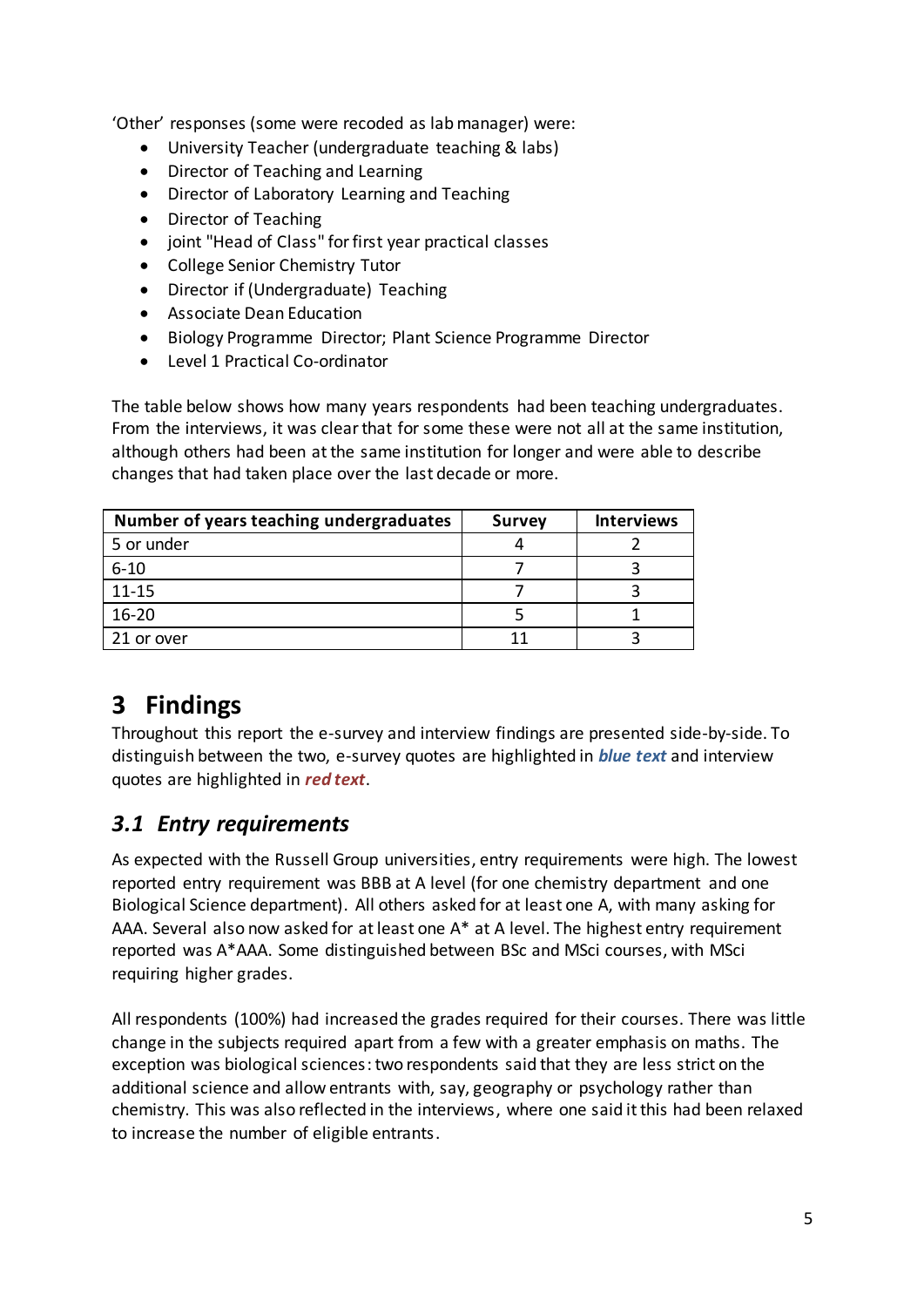'Other' responses (some were recoded as lab manager) were:

- University Teacher (undergraduate teaching & labs)
- Director of Teaching and Learning
- Director of Laboratory Learning and Teaching
- Director of Teaching
- joint "Head of Class" for first year practical classes
- College Senior Chemistry Tutor
- Director if (Undergraduate) Teaching
- Associate Dean Education
- Biology Programme Director; Plant Science Programme Director
- Level 1 Practical Co-ordinator

The table below shows how many years respondents had been teaching undergraduates. From the interviews, it was clear that for some these were not all at the same institution, although others had been at the same institution for longer and were able to describe changes that had taken place over the last decade or more.

| Number of years teaching undergraduates | Survey | Interviews |
|---|---|---|
| 5 or under | 4 | 2 |
| 6-10 | 7 | 3 |
| 11-15 | 7 | 3 |
| 16-20 | 5 | 1 |
| 21 or over | 11 | 3 |

# 3 Findings

Throughout this report the e-survey and interview findings are presented side-by-side. To distinguish between the two, e-survey quotes are highlighted in ***blue text*** and interview quotes are highlighted in ***red text***.

## *3.1 Entry requirements*

As expected with the Russell Group universities, entry requirements were high. The lowest reported entry requirement was BBB at A level (for one chemistry department and one Biological Science department). All others asked for at least one A, with many asking for AAA. Several also now asked for at least one A* at A level. The highest entry requirement reported was A*AAA. Some distinguished between BSc and MSci courses, with MSci requiring higher grades.

All respondents (100%) had increased the grades required for their courses. There was little change in the subjects required apart from a few with a greater emphasis on maths. The exception was biological sciences: two respondents said that they are less strict on the additional science and allow entrants with, say, geography or psychology rather than chemistry. This was also reflected in the interviews, where one said it this had been relaxed to increase the number of eligible entrants.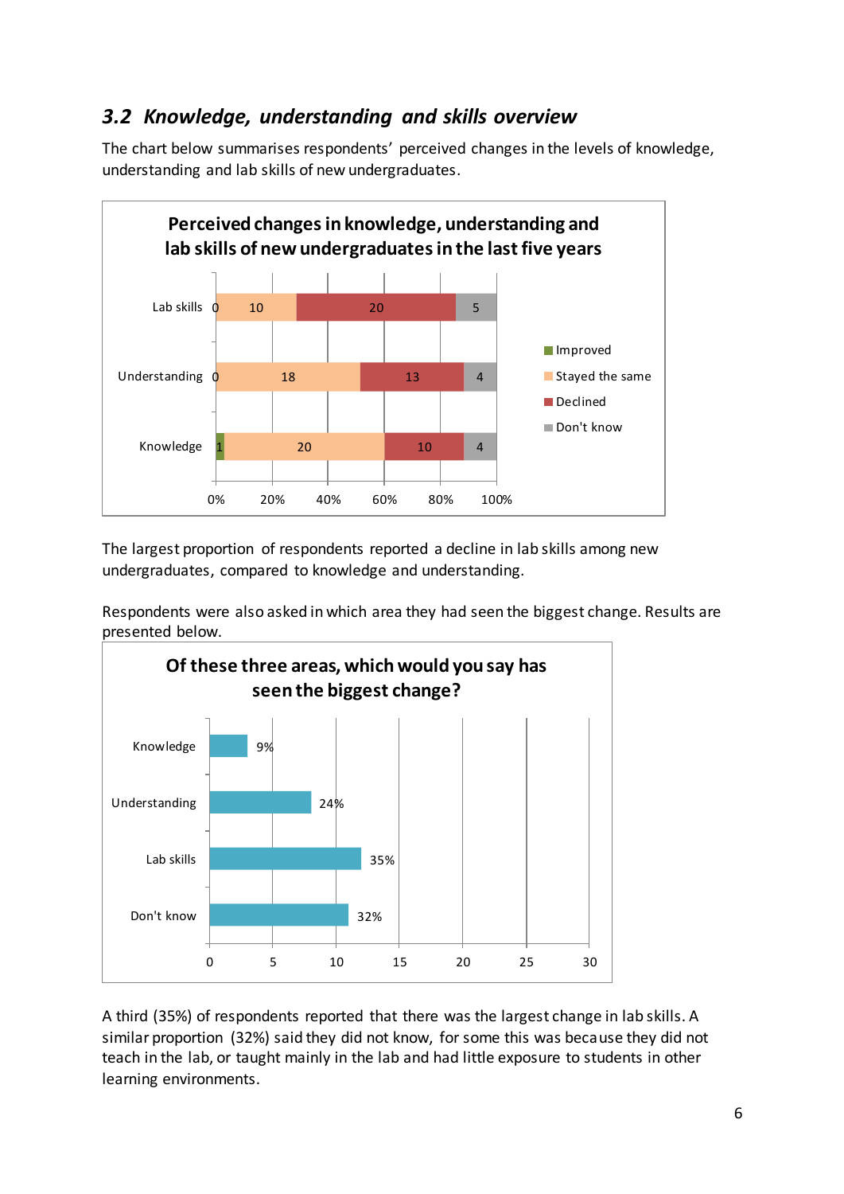### 3.2 Knowledge, understanding and skills overview

The chart below summarises respondents' perceived changes in the levels of knowledge, understanding and lab skills of new undergraduates.

**Perceived changes in knowledge, understanding and lab skills of new undergraduates in the last five years**

| | Improved | Stayed the same | Declined | Don't know |
|---|---|---|---|---|
| Lab skills | 0 | 10 | 20 | 5 |
| Understanding | 0 | 18 | 13 | 4 |
| Knowledge | 1 | 20 | 10 | 4 |

The largest proportion of respondents reported a decline in lab skills among new undergraduates, compared to knowledge and understanding.

Respondents were also asked in which area they had seen the biggest change. Results are presented below.

**Of these three areas, which would you say has seen the biggest change?**

| Area | Percentage |
|---|---|
| Knowledge | 9% |
| Understanding | 24% |
| Lab skills | 35% |
| Don't know | 32% |

A third (35%) of respondents reported that there was the largest change in lab skills. A similar proportion (32%) said they did not know, for some this was because they did not teach in the lab, or taught mainly in the lab and had little exposure to students in other learning environments.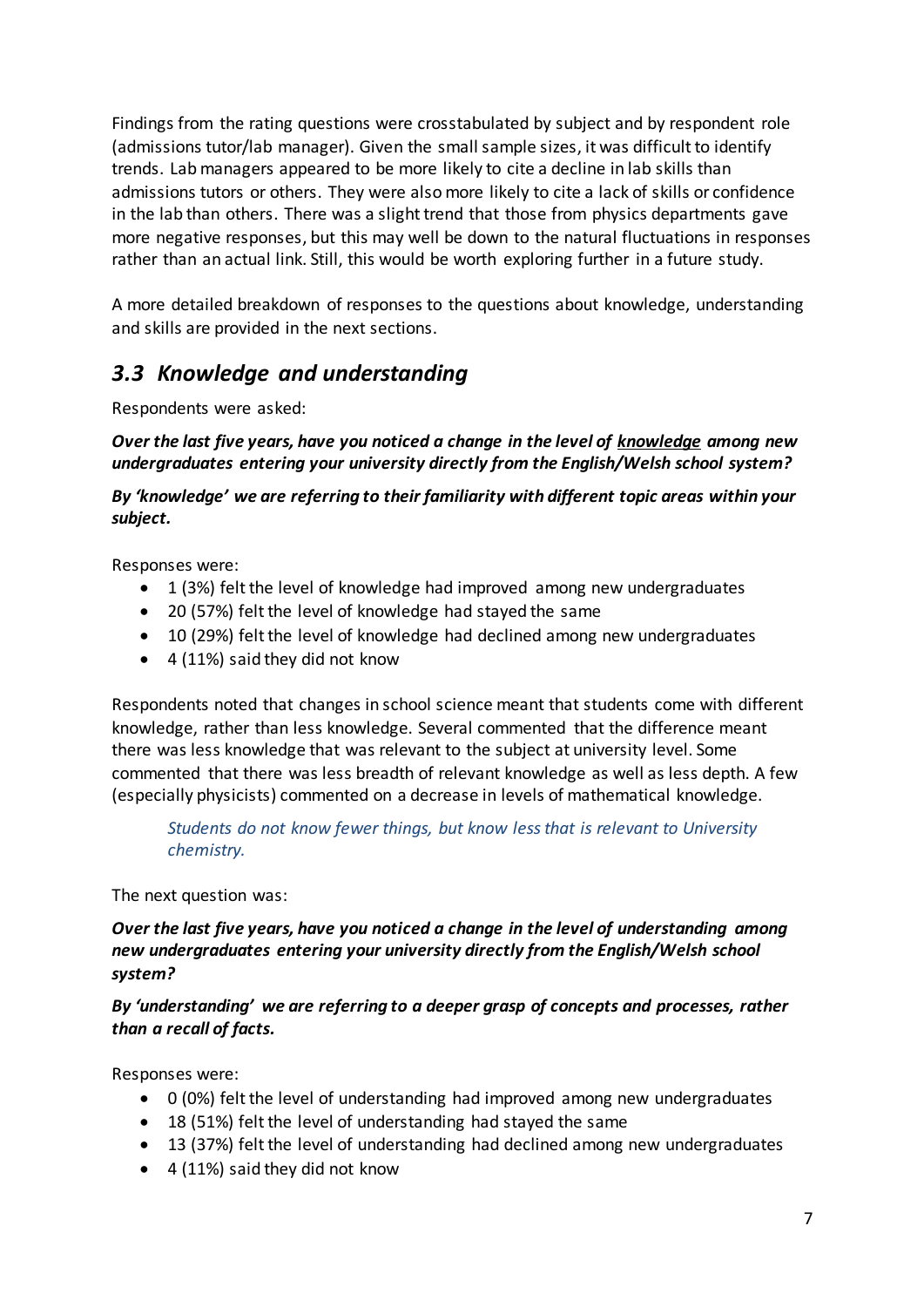Findings from the rating questions were crosstabulated by subject and by respondent role (admissions tutor/lab manager). Given the small sample sizes, it was difficult to identify trends. Lab managers appeared to be more likely to cite a decline in lab skills than admissions tutors or others. They were also more likely to cite a lack of skills or confidence in the lab than others. There was a slight trend that those from physics departments gave more negative responses, but this may well be down to the natural fluctuations in responses rather than an actual link. Still, this would be worth exploring further in a future study.

A more detailed breakdown of responses to the questions about knowledge, understanding and skills are provided in the next sections.

## *3.3 Knowledge and understanding*

Respondents were asked:

***Over the last five years, have you noticed a change in the level of <u>knowledge</u> among new undergraduates entering your university directly from the English/Welsh school system?***

***By 'knowledge' we are referring to their familiarity with different topic areas within your subject.***

Responses were:

- 1 (3%) felt the level of knowledge had improved among new undergraduates
- 20 (57%) felt the level of knowledge had stayed the same
- 10 (29%) felt the level of knowledge had declined among new undergraduates
- 4 (11%) said they did not know

Respondents noted that changes in school science meant that students come with different knowledge, rather than less knowledge. Several commented that the difference meant there was less knowledge that was relevant to the subject at university level. Some commented that there was less breadth of relevant knowledge as well as less depth. A few (especially physicists) commented on a decrease in levels of mathematical knowledge.

> *Students do not know fewer things, but know less that is relevant to University chemistry.*

The next question was:

***Over the last five years, have you noticed a change in the level of understanding among new undergraduates entering your university directly from the English/Welsh school system?***

***By 'understanding' we are referring to a deeper grasp of concepts and processes, rather than a recall of facts.***

Responses were:

- 0 (0%) felt the level of understanding had improved among new undergraduates
- 18 (51%) felt the level of understanding had stayed the same
- 13 (37%) felt the level of understanding had declined among new undergraduates
- 4 (11%) said they did not know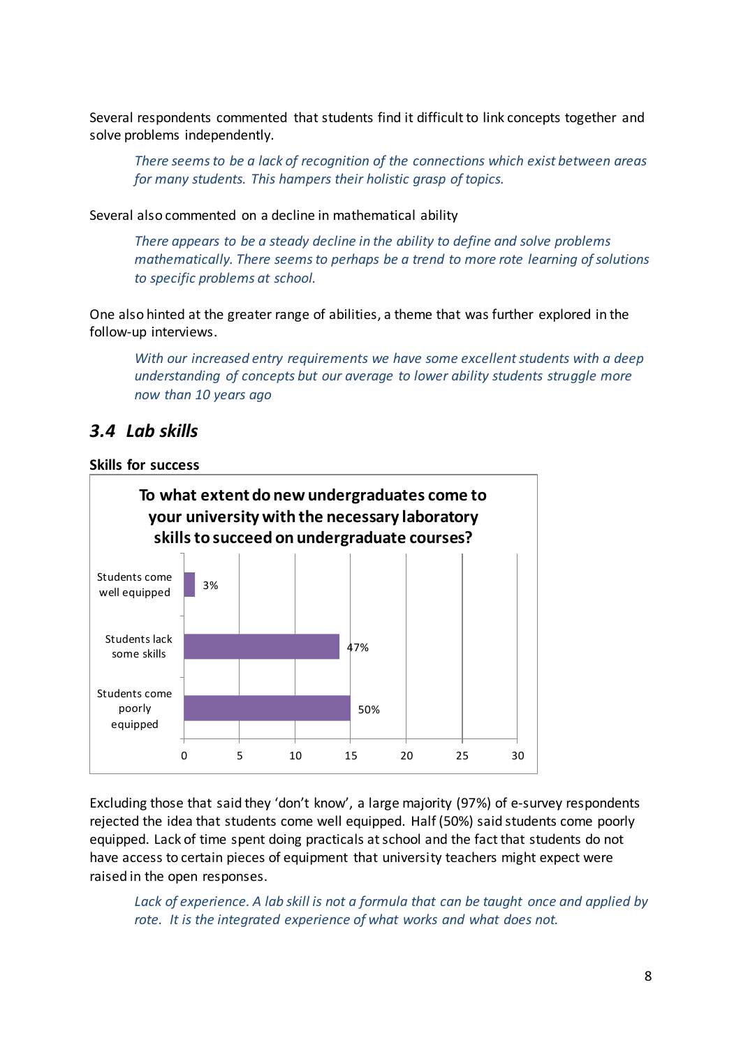Several respondents commented that students find it difficult to link concepts together and solve problems independently.

> *There seems to be a lack of recognition of the connections which exist between areas for many students. This hampers their holistic grasp of topics.*

Several also commented on a decline in mathematical ability

> *There appears to be a steady decline in the ability to define and solve problems mathematically. There seems to perhaps be a trend to more rote learning of solutions to specific problems at school.*

One also hinted at the greater range of abilities, a theme that was further explored in the follow-up interviews.

> *With our increased entry requirements we have some excellent students with a deep understanding of concepts but our average to lower ability students struggle more now than 10 years ago*

## *3.4 Lab skills*

**Skills for success**

**To what extent do new undergraduates come to your university with the necessary laboratory skills to succeed on undergraduate courses?**

| Response | Percentage |
|---|---|
| Students come well equipped | 3% |
| Students lack some skills | 47% |
| Students come poorly equipped | 50% |

Excluding those that said they 'don't know', a large majority (97%) of e-survey respondents rejected the idea that students come well equipped. Half (50%) said students come poorly equipped. Lack of time spent doing practicals at school and the fact that students do not have access to certain pieces of equipment that university teachers might expect were raised in the open responses.

> *Lack of experience. A lab skill is not a formula that can be taught once and applied by rote. It is the integrated experience of what works and what does not.*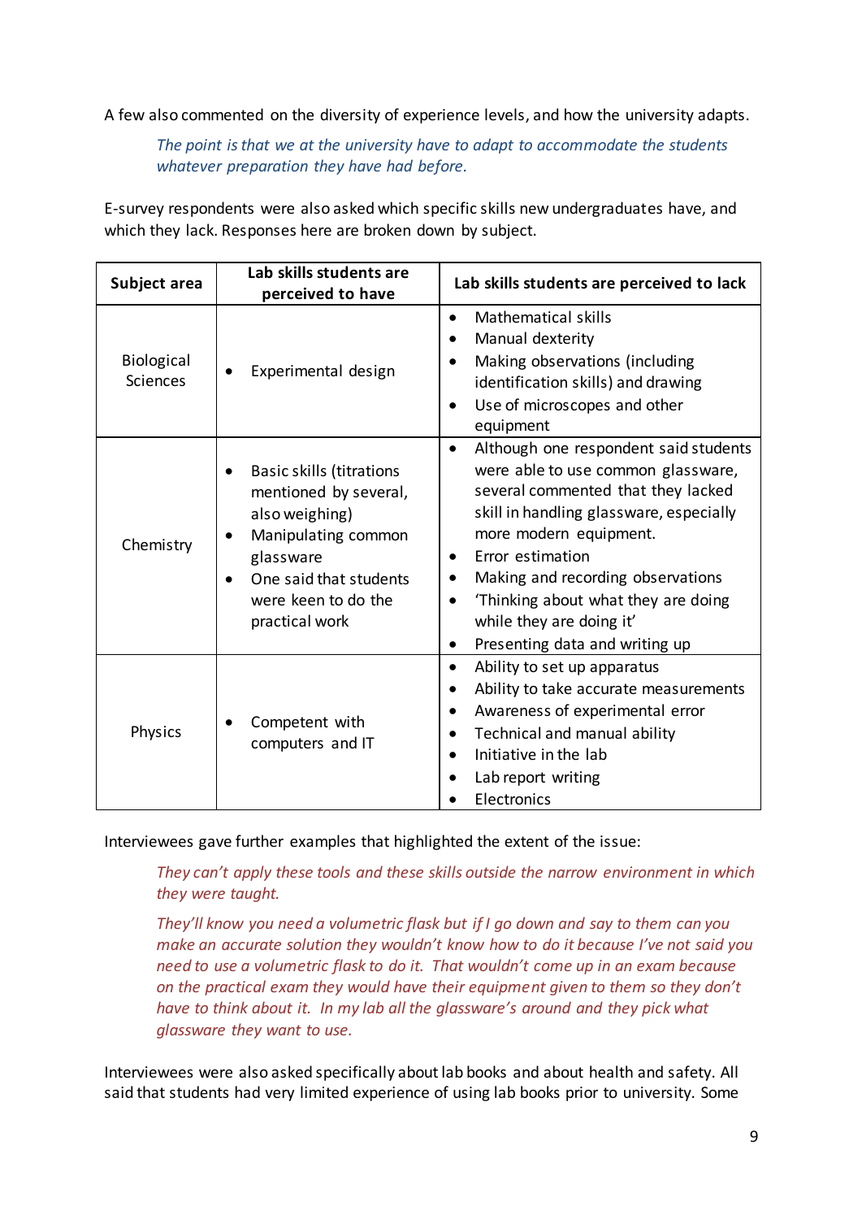A few also commented on the diversity of experience levels, and how the university adapts.

> *The point is that we at the university have to adapt to accommodate the students whatever preparation they have had before.*

E-survey respondents were also asked which specific skills new undergraduates have, and which they lack. Responses here are broken down by subject.

| Subject area | Lab skills students are perceived to have | Lab skills students are perceived to lack |
|---|---|---|
| Biological Sciences | • Experimental design | • Mathematical skills<br>• Manual dexterity<br>• Making observations (including identification skills) and drawing<br>• Use of microscopes and other equipment |
| Chemistry | • Basic skills (titrations mentioned by several, also weighing)<br>• Manipulating common glassware<br>• One said that students were keen to do the practical work | • Although one respondent said students were able to use common glassware, several commented that they lacked skill in handling glassware, especially more modern equipment.<br>• Error estimation<br>• Making and recording observations<br>• 'Thinking about what they are doing while they are doing it'<br>• Presenting data and writing up |
| Physics | • Competent with computers and IT | • Ability to set up apparatus<br>• Ability to take accurate measurements<br>• Awareness of experimental error<br>• Technical and manual ability<br>• Initiative in the lab<br>• Lab report writing<br>• Electronics |

Interviewees gave further examples that highlighted the extent of the issue:

> *They can't apply these tools and these skills outside the narrow environment in which they were taught.*

> *They'll know you need a volumetric flask but if I go down and say to them can you make an accurate solution they wouldn't know how to do it because I've not said you need to use a volumetric flask to do it. That wouldn't come up in an exam because on the practical exam they would have their equipment given to them so they don't have to think about it. In my lab all the glassware's around and they pick what glassware they want to use.*

Interviewees were also asked specifically about lab books and about health and safety. All said that students had very limited experience of using lab books prior to university. Some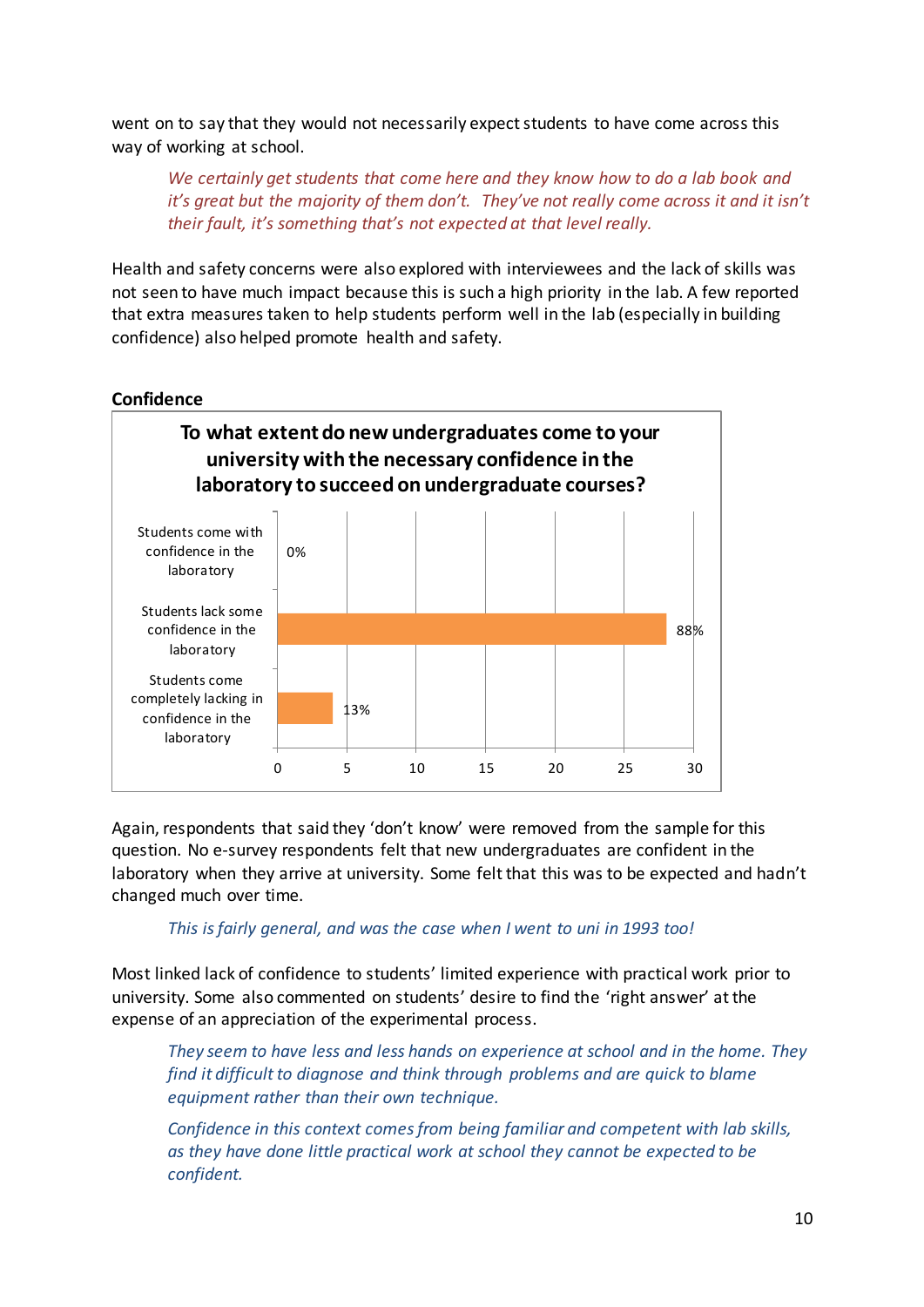went on to say that they would not necessarily expect students to have come across this way of working at school.

> *We certainly get students that come here and they know how to do a lab book and it's great but the majority of them don't. They've not really come across it and it isn't their fault, it's something that's not expected at that level really.*

Health and safety concerns were also explored with interviewees and the lack of skills was not seen to have much impact because this is such a high priority in the lab. A few reported that extra measures taken to help students perform well in the lab (especially in building confidence) also helped promote health and safety.

**Confidence**

**To what extent do new undergraduates come to your university with the necessary confidence in the laboratory to succeed on undergraduate courses?**

| Response | Percentage |
|---|---|
| Students come with confidence in the laboratory | 0% |
| Students lack some confidence in the laboratory | 88% |
| Students come completely lacking in confidence in the laboratory | 13% |

Again, respondents that said they 'don't know' were removed from the sample for this question. No e-survey respondents felt that new undergraduates are confident in the laboratory when they arrive at university. Some felt that this was to be expected and hadn't changed much over time.

> *This is fairly general, and was the case when I went to uni in 1993 too!*

Most linked lack of confidence to students' limited experience with practical work prior to university. Some also commented on students' desire to find the 'right answer' at the expense of an appreciation of the experimental process.

> *They seem to have less and less hands on experience at school and in the home. They find it difficult to diagnose and think through problems and are quick to blame equipment rather than their own technique.*

> *Confidence in this context comes from being familiar and competent with lab skills, as they have done little practical work at school they cannot be expected to be confident.*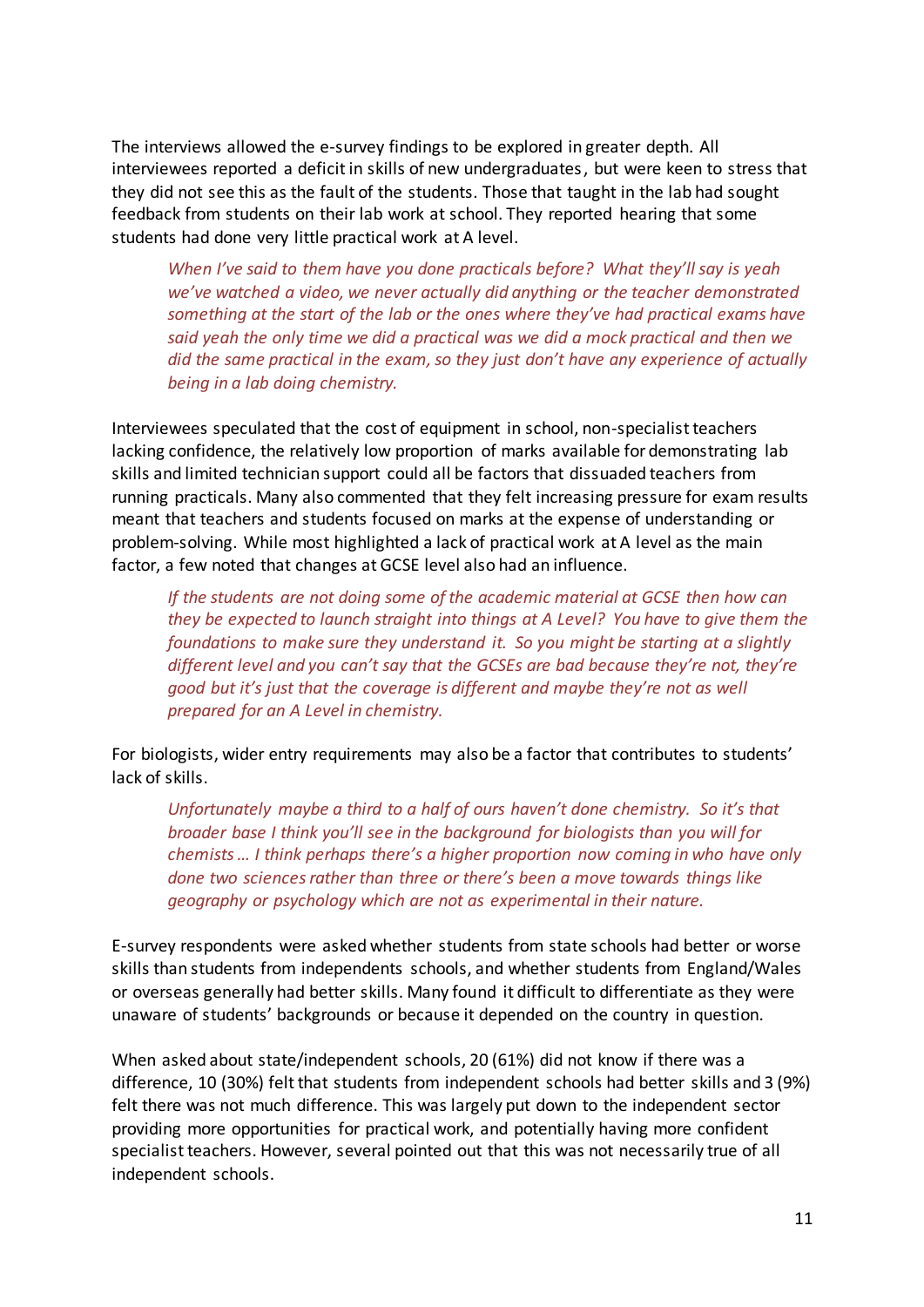The interviews allowed the e-survey findings to be explored in greater depth. All interviewees reported a deficit in skills of new undergraduates, but were keen to stress that they did not see this as the fault of the students. Those that taught in the lab had sought feedback from students on their lab work at school. They reported hearing that some students had done very little practical work at A level.

> *When I've said to them have you done practicals before? What they'll say is yeah we've watched a video, we never actually did anything or the teacher demonstrated something at the start of the lab or the ones where they've had practical exams have said yeah the only time we did a practical was we did a mock practical and then we did the same practical in the exam, so they just don't have any experience of actually being in a lab doing chemistry.*

Interviewees speculated that the cost of equipment in school, non-specialist teachers lacking confidence, the relatively low proportion of marks available for demonstrating lab skills and limited technician support could all be factors that dissuaded teachers from running practicals. Many also commented that they felt increasing pressure for exam results meant that teachers and students focused on marks at the expense of understanding or problem-solving. While most highlighted a lack of practical work at A level as the main factor, a few noted that changes at GCSE level also had an influence.

> *If the students are not doing some of the academic material at GCSE then how can they be expected to launch straight into things at A Level? You have to give them the foundations to make sure they understand it. So you might be starting at a slightly different level and you can't say that the GCSEs are bad because they're not, they're good but it's just that the coverage is different and maybe they're not as well prepared for an A Level in chemistry.*

For biologists, wider entry requirements may also be a factor that contributes to students' lack of skills.

> *Unfortunately maybe a third to a half of ours haven't done chemistry. So it's that broader base I think you'll see in the background for biologists than you will for chemists … I think perhaps there's a higher proportion now coming in who have only done two sciences rather than three or there's been a move towards things like geography or psychology which are not as experimental in their nature.*

E-survey respondents were asked whether students from state schools had better or worse skills than students from independents schools, and whether students from England/Wales or overseas generally had better skills. Many found it difficult to differentiate as they were unaware of students' backgrounds or because it depended on the country in question.

When asked about state/independent schools, 20 (61%) did not know if there was a difference, 10 (30%) felt that students from independent schools had better skills and 3 (9%) felt there was not much difference. This was largely put down to the independent sector providing more opportunities for practical work, and potentially having more confident specialist teachers. However, several pointed out that this was not necessarily true of all independent schools.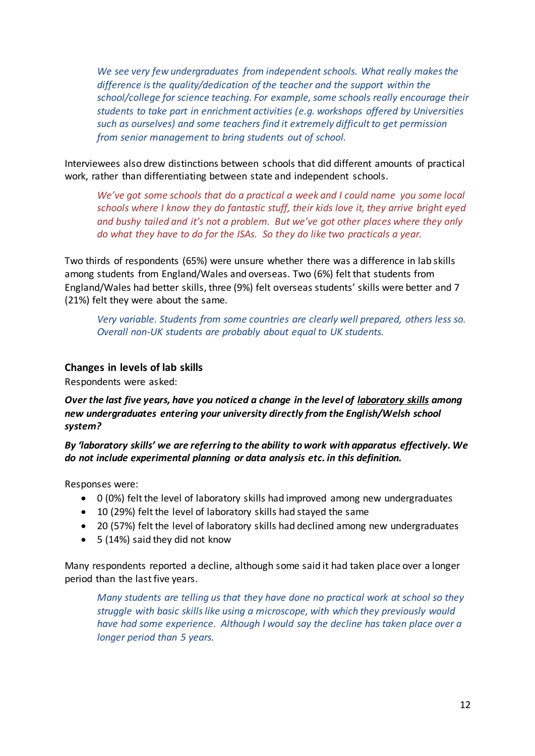> *We see very few undergraduates from independent schools. What really makes the difference is the quality/dedication of the teacher and the support within the school/college for science teaching. For example, some schools really encourage their students to take part in enrichment activities (e.g. workshops offered by Universities such as ourselves) and some teachers find it extremely difficult to get permission from senior management to bring students out of school.*

Interviewees also drew distinctions between schools that did different amounts of practical work, rather than differentiating between state and independent schools.

> *We've got some schools that do a practical a week and I could name you some local schools where I know they do fantastic stuff, their kids love it, they arrive bright eyed and bushy tailed and it's not a problem. But we've got other places where they only do what they have to do for the ISAs. So they do like two practicals a year.*

Two thirds of respondents (65%) were unsure whether there was a difference in lab skills among students from England/Wales and overseas. Two (6%) felt that students from England/Wales had better skills, three (9%) felt overseas students' skills were better and 7 (21%) felt they were about the same.

> *Very variable. Students from some countries are clearly well prepared, others less so. Overall non-UK students are probably about equal to UK students.*

### Changes in levels of lab skills

Respondents were asked:

***Over the last five years, have you noticed a change in the level of <u>laboratory skills</u> among new undergraduates entering your university directly from the English/Welsh school system?***

***By 'laboratory skills' we are referring to the ability to work with apparatus effectively. We do not include experimental planning or data analysis etc. in this definition.***

Responses were:

- 0 (0%) felt the level of laboratory skills had improved among new undergraduates
- 10 (29%) felt the level of laboratory skills had stayed the same
- 20 (57%) felt the level of laboratory skills had declined among new undergraduates
- 5 (14%) said they did not know

Many respondents reported a decline, although some said it had taken place over a longer period than the last five years.

> *Many students are telling us that they have done no practical work at school so they struggle with basic skills like using a microscope, with which they previously would have had some experience. Although I would say the decline has taken place over a longer period than 5 years.*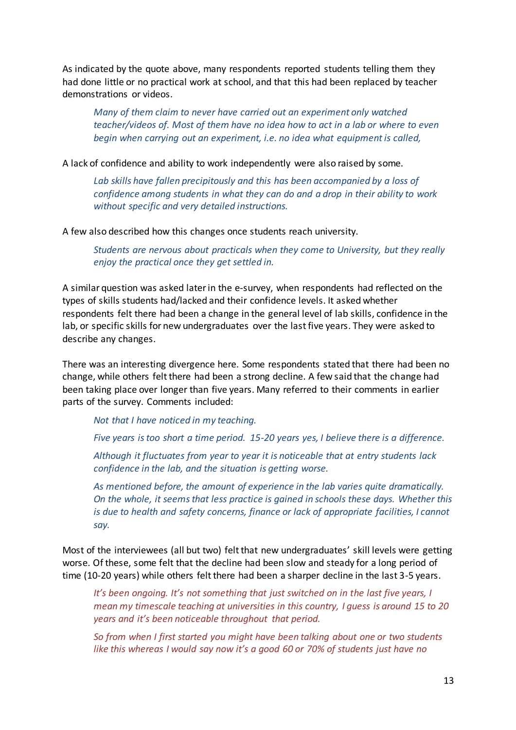As indicated by the quote above, many respondents reported students telling them they had done little or no practical work at school, and that this had been replaced by teacher demonstrations or videos.

> *Many of them claim to never have carried out an experiment only watched teacher/videos of. Most of them have no idea how to act in a lab or where to even begin when carrying out an experiment, i.e. no idea what equipment is called,*

A lack of confidence and ability to work independently were also raised by some.

> *Lab skills have fallen precipitously and this has been accompanied by a loss of confidence among students in what they can do and a drop in their ability to work without specific and very detailed instructions.*

A few also described how this changes once students reach university.

> *Students are nervous about practicals when they come to University, but they really enjoy the practical once they get settled in.*

A similar question was asked later in the e-survey, when respondents had reflected on the types of skills students had/lacked and their confidence levels. It asked whether respondents felt there had been a change in the general level of lab skills, confidence in the lab, or specific skills for new undergraduates over the last five years. They were asked to describe any changes.

There was an interesting divergence here. Some respondents stated that there had been no change, while others felt there had been a strong decline. A few said that the change had been taking place over longer than five years. Many referred to their comments in earlier parts of the survey. Comments included:

> *Not that I have noticed in my teaching.*
>
> *Five years is too short a time period. 15-20 years yes, I believe there is a difference.*
>
> *Although it fluctuates from year to year it is noticeable that at entry students lack confidence in the lab, and the situation is getting worse.*
>
> *As mentioned before, the amount of experience in the lab varies quite dramatically. On the whole, it seems that less practice is gained in schools these days. Whether this is due to health and safety concerns, finance or lack of appropriate facilities, I cannot say.*

Most of the interviewees (all but two) felt that new undergraduates' skill levels were getting worse. Of these, some felt that the decline had been slow and steady for a long period of time (10-20 years) while others felt there had been a sharper decline in the last 3-5 years.

> *It's been ongoing. It's not something that just switched on in the last five years, I mean my timescale teaching at universities in this country, I guess is around 15 to 20 years and it's been noticeable throughout that period.*
>
> *So from when I first started you might have been talking about one or two students like this whereas I would say now it's a good 60 or 70% of students just have no*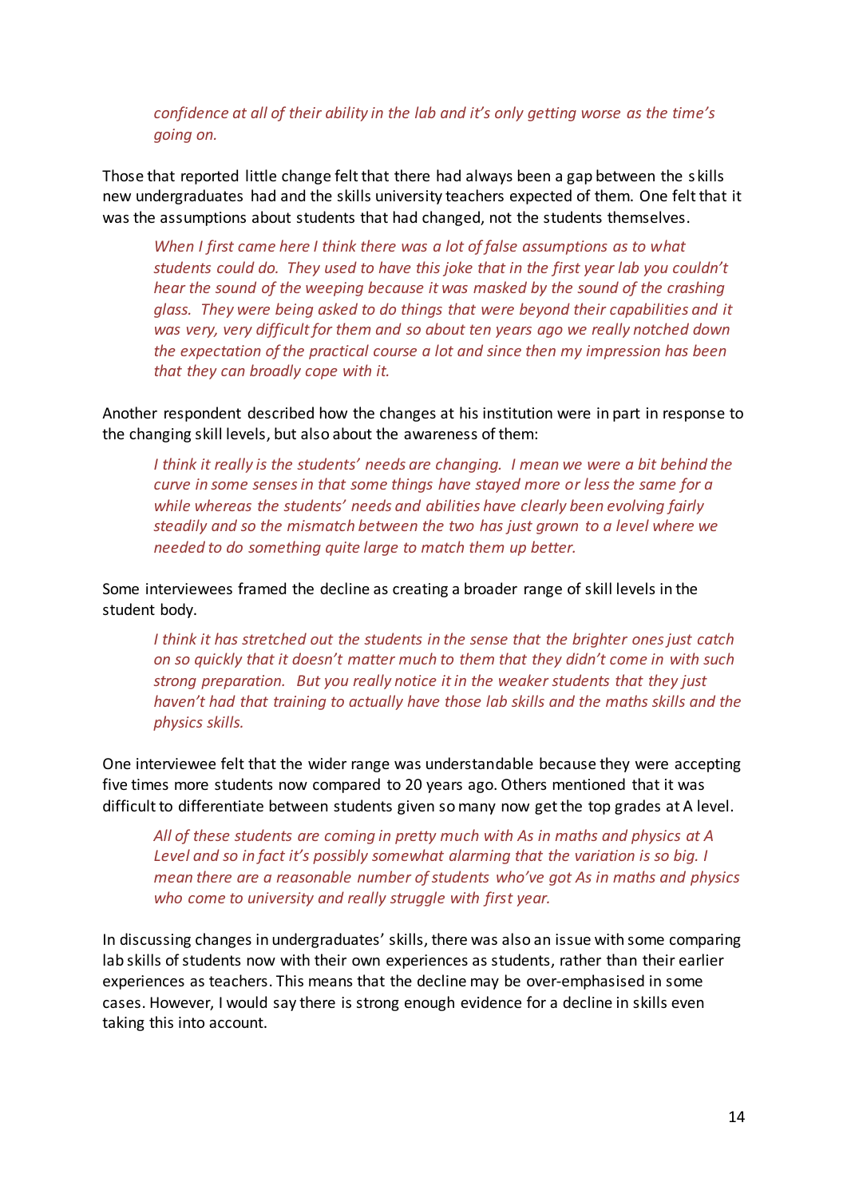> *confidence at all of their ability in the lab and it's only getting worse as the time's going on.*

Those that reported little change felt that there had always been a gap between the skills new undergraduates had and the skills university teachers expected of them. One felt that it was the assumptions about students that had changed, not the students themselves.

> *When I first came here I think there was a lot of false assumptions as to what students could do. They used to have this joke that in the first year lab you couldn't hear the sound of the weeping because it was masked by the sound of the crashing glass. They were being asked to do things that were beyond their capabilities and it was very, very difficult for them and so about ten years ago we really notched down the expectation of the practical course a lot and since then my impression has been that they can broadly cope with it.*

Another respondent described how the changes at his institution were in part in response to the changing skill levels, but also about the awareness of them:

> *I think it really is the students' needs are changing. I mean we were a bit behind the curve in some senses in that some things have stayed more or less the same for a while whereas the students' needs and abilities have clearly been evolving fairly steadily and so the mismatch between the two has just grown to a level where we needed to do something quite large to match them up better.*

Some interviewees framed the decline as creating a broader range of skill levels in the student body.

> *I think it has stretched out the students in the sense that the brighter ones just catch on so quickly that it doesn't matter much to them that they didn't come in with such strong preparation. But you really notice it in the weaker students that they just haven't had that training to actually have those lab skills and the maths skills and the physics skills.*

One interviewee felt that the wider range was understandable because they were accepting five times more students now compared to 20 years ago. Others mentioned that it was difficult to differentiate between students given so many now get the top grades at A level.

> *All of these students are coming in pretty much with As in maths and physics at A Level and so in fact it's possibly somewhat alarming that the variation is so big. I mean there are a reasonable number of students who've got As in maths and physics who come to university and really struggle with first year.*

In discussing changes in undergraduates' skills, there was also an issue with some comparing lab skills of students now with their own experiences as students, rather than their earlier experiences as teachers. This means that the decline may be over-emphasised in some cases. However, I would say there is strong enough evidence for a decline in skills even taking this into account.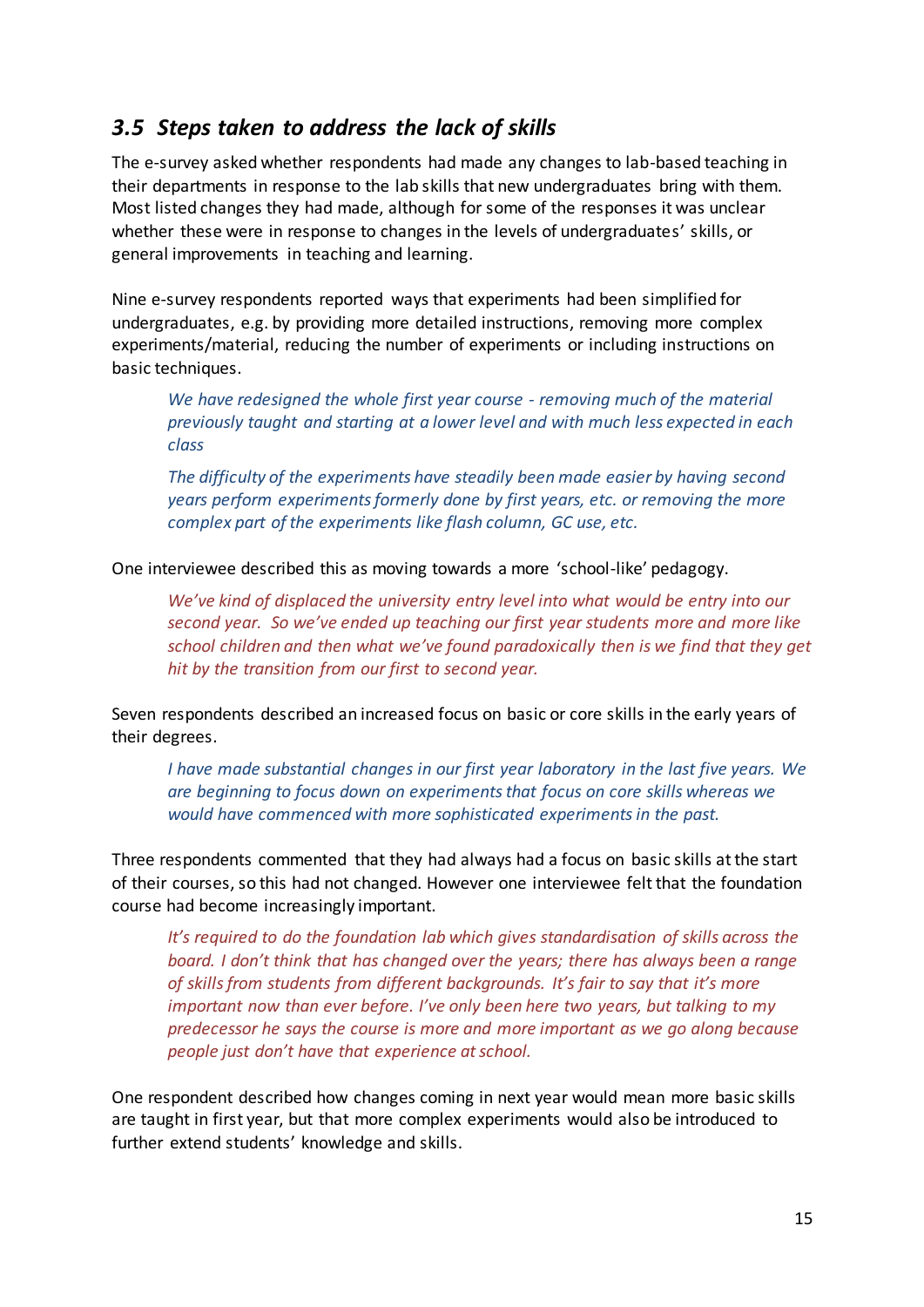## *3.5 Steps taken to address the lack of skills*

The e-survey asked whether respondents had made any changes to lab-based teaching in their departments in response to the lab skills that new undergraduates bring with them. Most listed changes they had made, although for some of the responses it was unclear whether these were in response to changes in the levels of undergraduates' skills, or general improvements in teaching and learning.

Nine e-survey respondents reported ways that experiments had been simplified for undergraduates, e.g. by providing more detailed instructions, removing more complex experiments/material, reducing the number of experiments or including instructions on basic techniques.

> *We have redesigned the whole first year course - removing much of the material previously taught and starting at a lower level and with much less expected in each class*
>
> *The difficulty of the experiments have steadily been made easier by having second years perform experiments formerly done by first years, etc. or removing the more complex part of the experiments like flash column, GC use, etc.*

One interviewee described this as moving towards a more 'school-like' pedagogy.

> *We've kind of displaced the university entry level into what would be entry into our second year. So we've ended up teaching our first year students more and more like school children and then what we've found paradoxically then is we find that they get hit by the transition from our first to second year.*

Seven respondents described an increased focus on basic or core skills in the early years of their degrees.

> *I have made substantial changes in our first year laboratory in the last five years. We are beginning to focus down on experiments that focus on core skills whereas we would have commenced with more sophisticated experiments in the past.*

Three respondents commented that they had always had a focus on basic skills at the start of their courses, so this had not changed. However one interviewee felt that the foundation course had become increasingly important.

> *It's required to do the foundation lab which gives standardisation of skills across the board. I don't think that has changed over the years; there has always been a range of skills from students from different backgrounds. It's fair to say that it's more important now than ever before. I've only been here two years, but talking to my predecessor he says the course is more and more important as we go along because people just don't have that experience at school.*

One respondent described how changes coming in next year would mean more basic skills are taught in first year, but that more complex experiments would also be introduced to further extend students' knowledge and skills.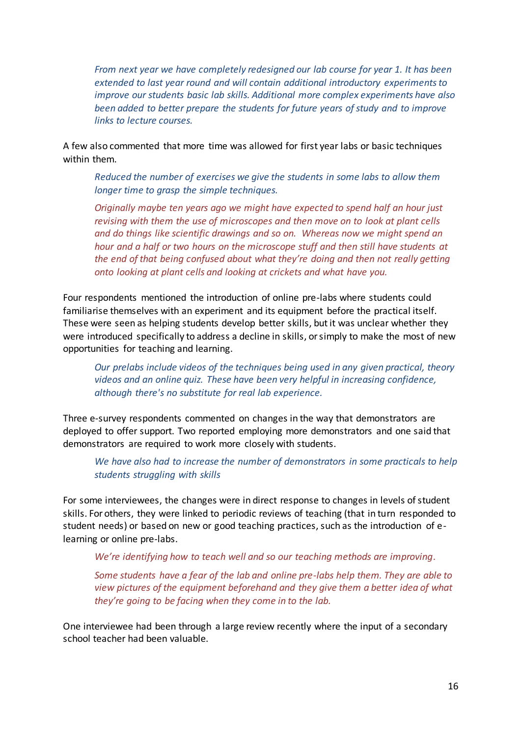*From next year we have completely redesigned our lab course for year 1. It has been extended to last year round and will contain additional introductory experiments to improve our students basic lab skills. Additional more complex experiments have also been added to better prepare the students for future years of study and to improve links to lecture courses.*

A few also commented that more time was allowed for first year labs or basic techniques within them.

*Reduced the number of exercises we give the students in some labs to allow them longer time to grasp the simple techniques.*

*Originally maybe ten years ago we might have expected to spend half an hour just revising with them the use of microscopes and then move on to look at plant cells and do things like scientific drawings and so on. Whereas now we might spend an hour and a half or two hours on the microscope stuff and then still have students at the end of that being confused about what they're doing and then not really getting onto looking at plant cells and looking at crickets and what have you.*

Four respondents mentioned the introduction of online pre-labs where students could familiarise themselves with an experiment and its equipment before the practical itself. These were seen as helping students develop better skills, but it was unclear whether they were introduced specifically to address a decline in skills, or simply to make the most of new opportunities for teaching and learning.

*Our prelabs include videos of the techniques being used in any given practical, theory videos and an online quiz. These have been very helpful in increasing confidence, although there's no substitute for real lab experience.*

Three e-survey respondents commented on changes in the way that demonstrators are deployed to offer support. Two reported employing more demonstrators and one said that demonstrators are required to work more closely with students.

*We have also had to increase the number of demonstrators in some practicals to help students struggling with skills*

For some interviewees, the changes were in direct response to changes in levels of student skills. For others, they were linked to periodic reviews of teaching (that in turn responded to student needs) or based on new or good teaching practices, such as the introduction of e-learning or online pre-labs.

*We're identifying how to teach well and so our teaching methods are improving.*

*Some students have a fear of the lab and online pre-labs help them. They are able to view pictures of the equipment beforehand and they give them a better idea of what they're going to be facing when they come in to the lab.*

One interviewee had been through a large review recently where the input of a secondary school teacher had been valuable.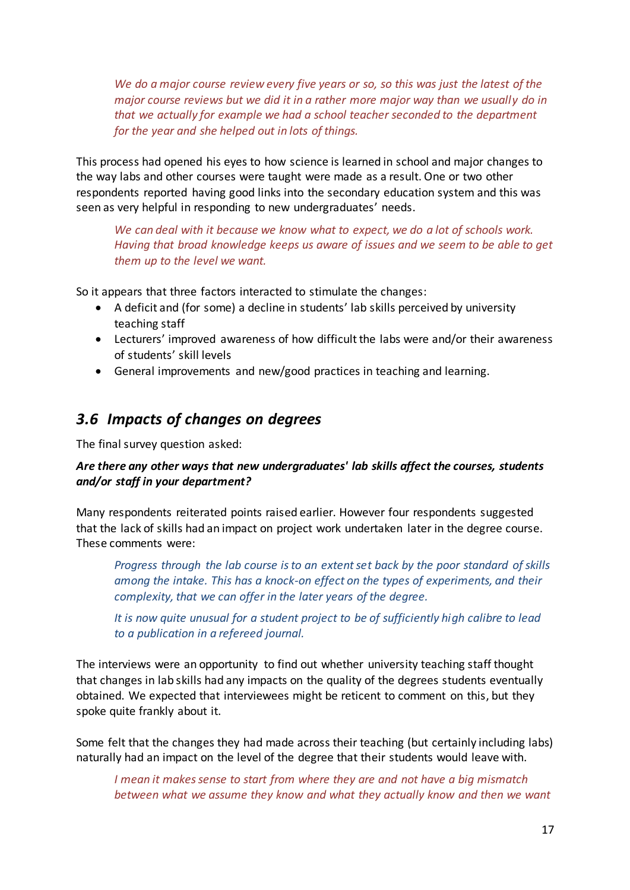> *We do a major course review every five years or so, so this was just the latest of the major course reviews but we did it in a rather more major way than we usually do in that we actually for example we had a school teacher seconded to the department for the year and she helped out in lots of things.*

This process had opened his eyes to how science is learned in school and major changes to the way labs and other courses were taught were made as a result. One or two other respondents reported having good links into the secondary education system and this was seen as very helpful in responding to new undergraduates' needs.

> *We can deal with it because we know what to expect, we do a lot of schools work. Having that broad knowledge keeps us aware of issues and we seem to be able to get them up to the level we want.*

So it appears that three factors interacted to stimulate the changes:

- A deficit and (for some) a decline in students' lab skills perceived by university teaching staff
- Lecturers' improved awareness of how difficult the labs were and/or their awareness of students' skill levels
- General improvements and new/good practices in teaching and learning.

## *3.6 Impacts of changes on degrees*

The final survey question asked:

***Are there any other ways that new undergraduates' lab skills affect the courses, students and/or staff in your department?***

Many respondents reiterated points raised earlier. However four respondents suggested that the lack of skills had an impact on project work undertaken later in the degree course. These comments were:

> *Progress through the lab course is to an extent set back by the poor standard of skills among the intake. This has a knock-on effect on the types of experiments, and their complexity, that we can offer in the later years of the degree.*

> *It is now quite unusual for a student project to be of sufficiently high calibre to lead to a publication in a refereed journal.*

The interviews were an opportunity to find out whether university teaching staff thought that changes in lab skills had any impacts on the quality of the degrees students eventually obtained. We expected that interviewees might be reticent to comment on this, but they spoke quite frankly about it.

Some felt that the changes they had made across their teaching (but certainly including labs) naturally had an impact on the level of the degree that their students would leave with.

> *I mean it makes sense to start from where they are and not have a big mismatch between what we assume they know and what they actually know and then we want*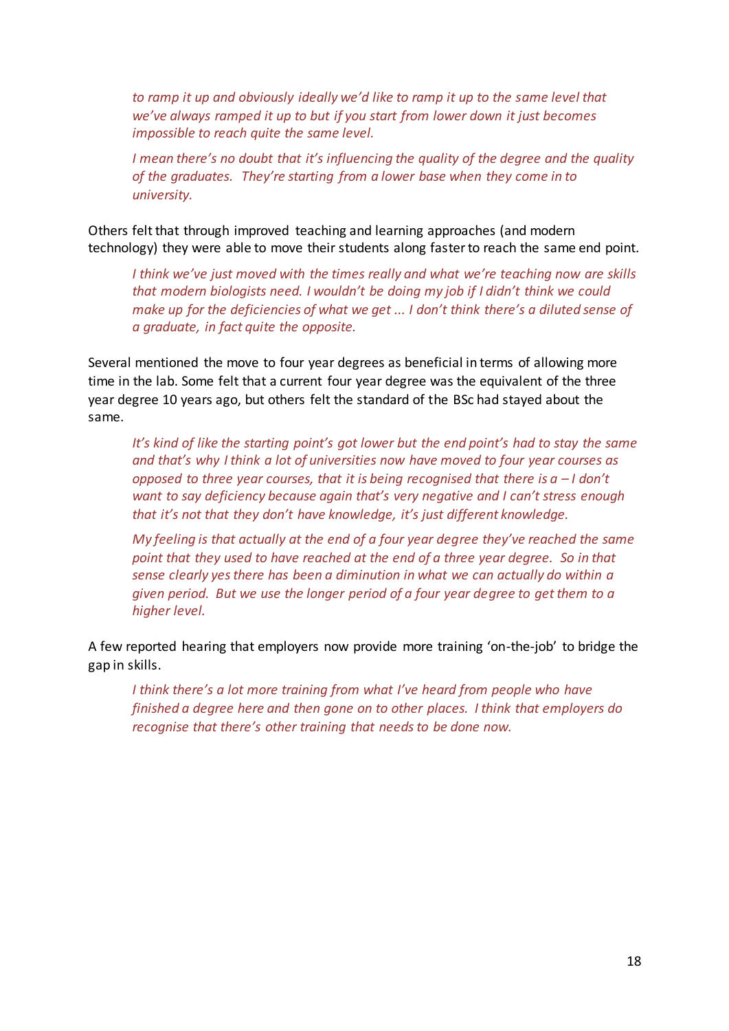*to ramp it up and obviously ideally we'd like to ramp it up to the same level that we've always ramped it up to but if you start from lower down it just becomes impossible to reach quite the same level.*

*I mean there's no doubt that it's influencing the quality of the degree and the quality of the graduates. They're starting from a lower base when they come in to university.*

Others felt that through improved teaching and learning approaches (and modern technology) they were able to move their students along faster to reach the same end point.

*I think we've just moved with the times really and what we're teaching now are skills that modern biologists need. I wouldn't be doing my job if I didn't think we could make up for the deficiencies of what we get ... I don't think there's a diluted sense of a graduate, in fact quite the opposite.*

Several mentioned the move to four year degrees as beneficial in terms of allowing more time in the lab. Some felt that a current four year degree was the equivalent of the three year degree 10 years ago, but others felt the standard of the BSc had stayed about the same.

*It's kind of like the starting point's got lower but the end point's had to stay the same and that's why I think a lot of universities now have moved to four year courses as opposed to three year courses, that it is being recognised that there is a – I don't want to say deficiency because again that's very negative and I can't stress enough that it's not that they don't have knowledge, it's just different knowledge.*

*My feeling is that actually at the end of a four year degree they've reached the same point that they used to have reached at the end of a three year degree. So in that sense clearly yes there has been a diminution in what we can actually do within a given period. But we use the longer period of a four year degree to get them to a higher level.*

A few reported hearing that employers now provide more training 'on-the-job' to bridge the gap in skills.

*I think there's a lot more training from what I've heard from people who have finished a degree here and then gone on to other places. I think that employers do recognise that there's other training that needs to be done now.*